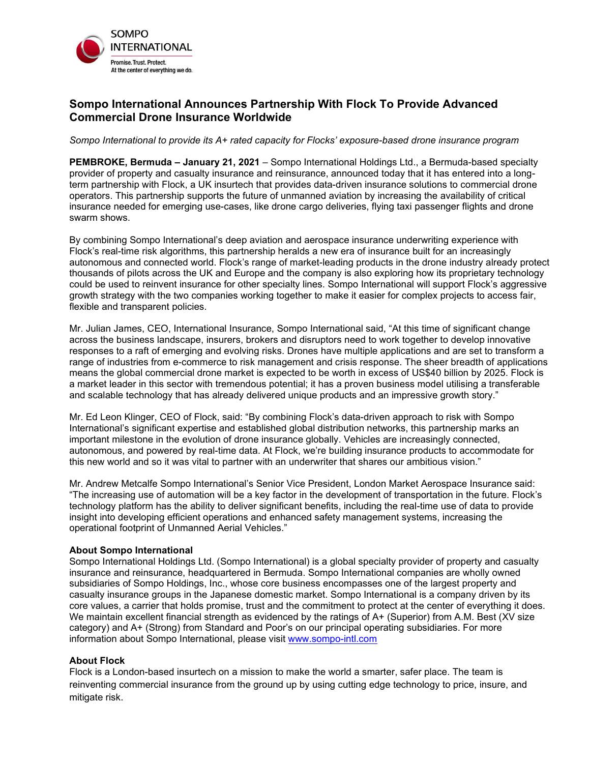SOMPO INTERNATIONAL

Promise. Trust. Protect.
At the center of everything we do.

# Sompo International Announces Partnership With Flock To Provide Advanced Commercial Drone Insurance Worldwide

*Sompo International to provide its A+ rated capacity for Flocks' exposure-based drone insurance program*

**PEMBROKE, Bermuda – January 21, 2021** – Sompo International Holdings Ltd., a Bermuda-based specialty provider of property and casualty insurance and reinsurance, announced today that it has entered into a long-term partnership with Flock, a UK insurtech that provides data-driven insurance solutions to commercial drone operators. This partnership supports the future of unmanned aviation by increasing the availability of critical insurance needed for emerging use-cases, like drone cargo deliveries, flying taxi passenger flights and drone swarm shows.

By combining Sompo International's deep aviation and aerospace insurance underwriting experience with Flock's real-time risk algorithms, this partnership heralds a new era of insurance built for an increasingly autonomous and connected world. Flock's range of market-leading products in the drone industry already protect thousands of pilots across the UK and Europe and the company is also exploring how its proprietary technology could be used to reinvent insurance for other specialty lines. Sompo International will support Flock's aggressive growth strategy with the two companies working together to make it easier for complex projects to access fair, flexible and transparent policies.

Mr. Julian James, CEO, International Insurance, Sompo International said, "At this time of significant change across the business landscape, insurers, brokers and disruptors need to work together to develop innovative responses to a raft of emerging and evolving risks. Drones have multiple applications and are set to transform a range of industries from e-commerce to risk management and crisis response. The sheer breadth of applications means the global commercial drone market is expected to be worth in excess of US$40 billion by 2025. Flock is a market leader in this sector with tremendous potential; it has a proven business model utilising a transferable and scalable technology that has already delivered unique products and an impressive growth story."

Mr. Ed Leon Klinger, CEO of Flock, said: "By combining Flock's data-driven approach to risk with Sompo International's significant expertise and established global distribution networks, this partnership marks an important milestone in the evolution of drone insurance globally. Vehicles are increasingly connected, autonomous, and powered by real-time data. At Flock, we're building insurance products to accommodate for this new world and so it was vital to partner with an underwriter that shares our ambitious vision."

Mr. Andrew Metcalfe Sompo International's Senior Vice President, London Market Aerospace Insurance said: "The increasing use of automation will be a key factor in the development of transportation in the future. Flock's technology platform has the ability to deliver significant benefits, including the real-time use of data to provide insight into developing efficient operations and enhanced safety management systems, increasing the operational footprint of Unmanned Aerial Vehicles."

**About Sompo International**

Sompo International Holdings Ltd. (Sompo International) is a global specialty provider of property and casualty insurance and reinsurance, headquartered in Bermuda. Sompo International companies are wholly owned subsidiaries of Sompo Holdings, Inc., whose core business encompasses one of the largest property and casualty insurance groups in the Japanese domestic market. Sompo International is a company driven by its core values, a carrier that holds promise, trust and the commitment to protect at the center of everything it does. We maintain excellent financial strength as evidenced by the ratings of A+ (Superior) from A.M. Best (XV size category) and A+ (Strong) from Standard and Poor's on our principal operating subsidiaries. For more information about Sompo International, please visit www.sompo-intl.com

**About Flock**

Flock is a London-based insurtech on a mission to make the world a smarter, safer place. The team is reinventing commercial insurance from the ground up by using cutting edge technology to price, insure, and mitigate risk.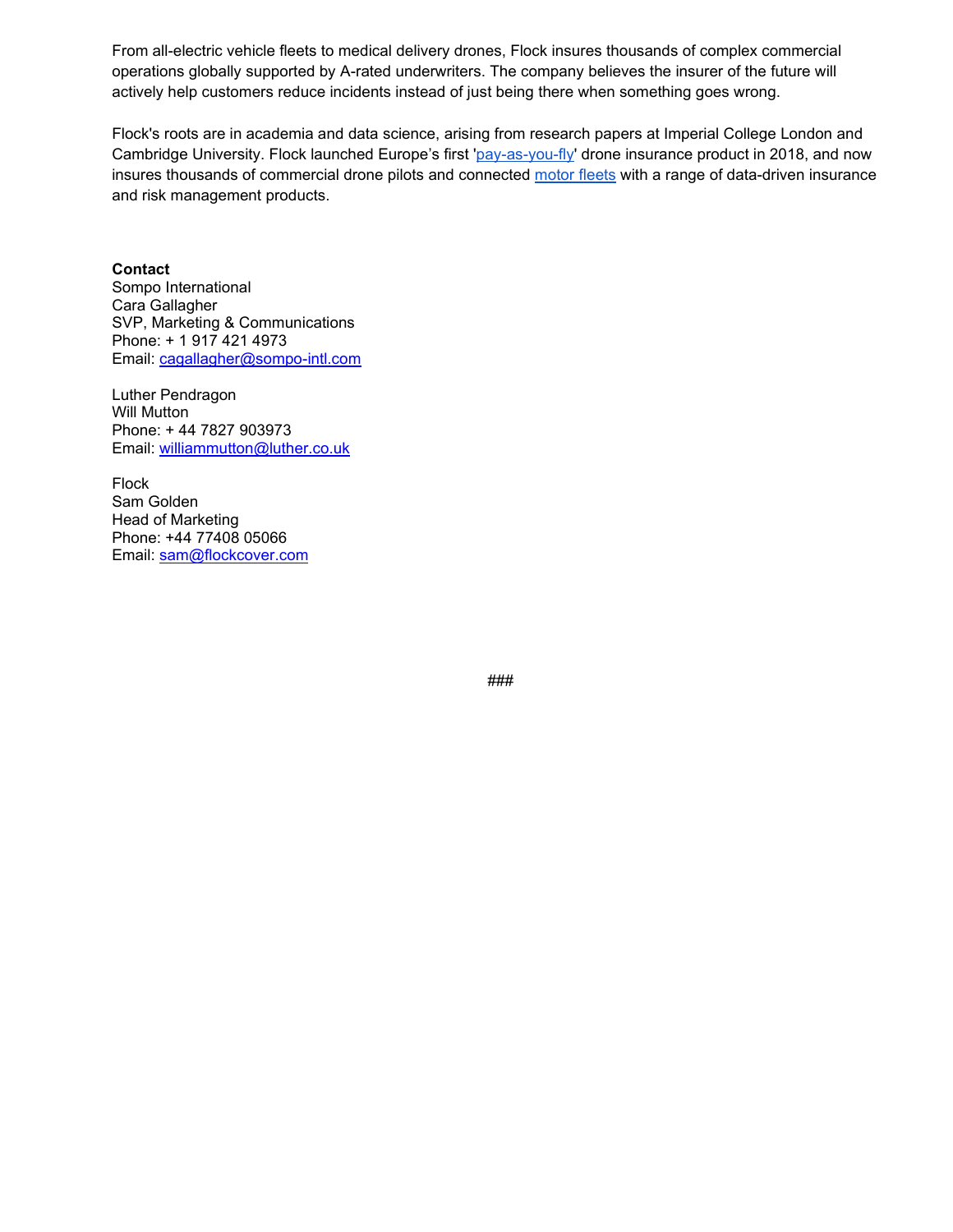From all-electric vehicle fleets to medical delivery drones, Flock insures thousands of complex commercial operations globally supported by A-rated underwriters. The company believes the insurer of the future will actively help customers reduce incidents instead of just being there when something goes wrong.

Flock's roots are in academia and data science, arising from research papers at Imperial College London and Cambridge University. Flock launched Europe's first 'pay-as-you-fly' drone insurance product in 2018, and now insures thousands of commercial drone pilots and connected motor fleets with a range of data-driven insurance and risk management products.

**Contact**

Sompo International
Cara Gallagher
SVP, Marketing & Communications
Phone: + 1 917 421 4973
Email: cagallagher@sompo-intl.com

Luther Pendragon
Will Mutton
Phone: + 44 7827 903973
Email: williammutton@luther.co.uk

Flock
Sam Golden
Head of Marketing
Phone: +44 77408 05066
Email: sam@flockcover.com

###